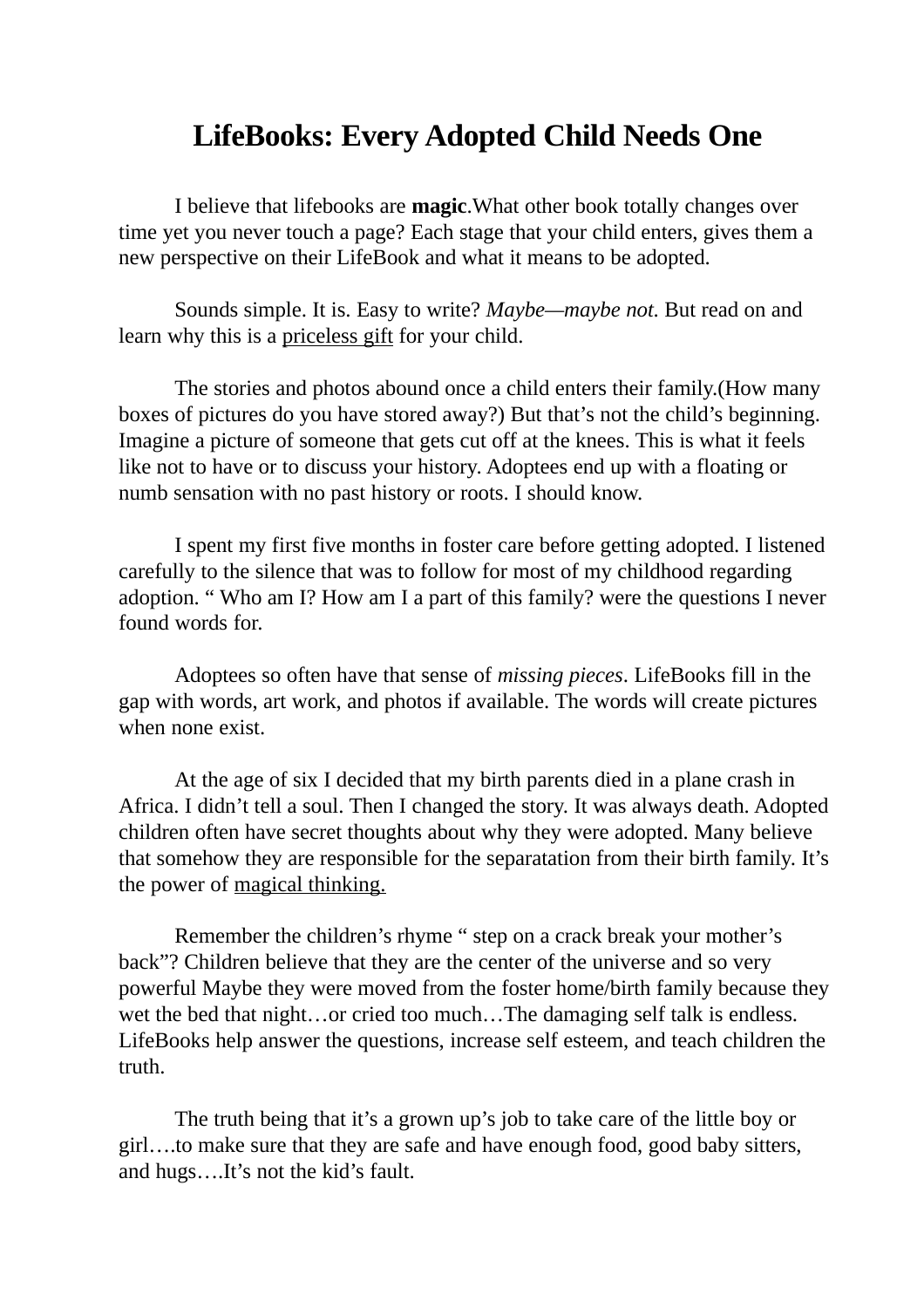# LifeBooks: Every Adopted Child Needs One

I believe that lifebooks are **magic**.What other book totally changes over time yet you never touch a page? Each stage that your child enters, gives them a new perspective on their LifeBook and what it means to be adopted.

Sounds simple. It is. Easy to write? *Maybe—maybe not*. But read on and learn why this is a priceless gift for your child.

The stories and photos abound once a child enters their family.(How many boxes of pictures do you have stored away?) But that's not the child's beginning. Imagine a picture of someone that gets cut off at the knees. This is what it feels like not to have or to discuss your history. Adoptees end up with a floating or numb sensation with no past history or roots. I should know.

I spent my first five months in foster care before getting adopted. I listened carefully to the silence that was to follow for most of my childhood regarding adoption. " Who am I? How am I a part of this family? were the questions I never found words for.

Adoptees so often have that sense of *missing pieces*. LifeBooks fill in the gap with words, art work, and photos if available. The words will create pictures when none exist.

At the age of six I decided that my birth parents died in a plane crash in Africa. I didn't tell a soul. Then I changed the story. It was always death. Adopted children often have secret thoughts about why they were adopted. Many believe that somehow they are responsible for the separatation from their birth family. It's the power of magical thinking.

Remember the children's rhyme " step on a crack break your mother's back"? Children believe that they are the center of the universe and so very powerful Maybe they were moved from the foster home/birth family because they wet the bed that night…or cried too much…The damaging self talk is endless. LifeBooks help answer the questions, increase self esteem, and teach children the truth.

The truth being that it's a grown up's job to take care of the little boy or girl….to make sure that they are safe and have enough food, good baby sitters, and hugs….It's not the kid's fault.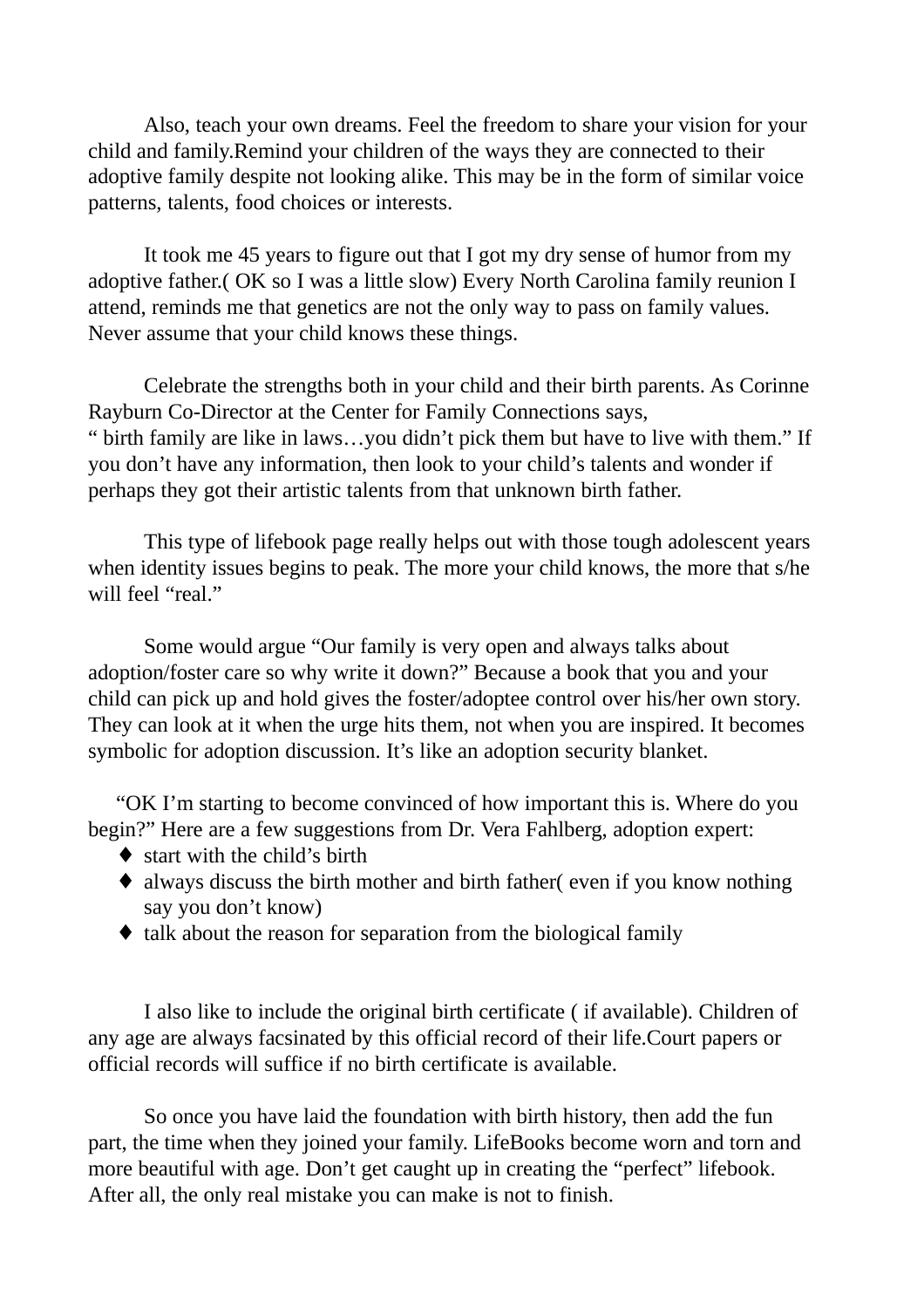Also, teach your own dreams. Feel the freedom to share your vision for your child and family.Remind your children of the ways they are connected to their adoptive family despite not looking alike. This may be in the form of similar voice patterns, talents, food choices or interests.

It took me 45 years to figure out that I got my dry sense of humor from my adoptive father.( OK so I was a little slow) Every North Carolina family reunion I attend, reminds me that genetics are not the only way to pass on family values. Never assume that your child knows these things.

Celebrate the strengths both in your child and their birth parents. As Corinne Rayburn Co-Director at the Center for Family Connections says,
" birth family are like in laws…you didn't pick them but have to live with them." If you don't have any information, then look to your child's talents and wonder if perhaps they got their artistic talents from that unknown birth father.

This type of lifebook page really helps out with those tough adolescent years when identity issues begins to peak. The more your child knows, the more that s/he will feel "real."

Some would argue "Our family is very open and always talks about adoption/foster care so why write it down?" Because a book that you and your child can pick up and hold gives the foster/adoptee control over his/her own story. They can look at it when the urge hits them, not when you are inspired. It becomes symbolic for adoption discussion. It's like an adoption security blanket.

"OK I'm starting to become convinced of how important this is. Where do you begin?" Here are a few suggestions from Dr. Vera Fahlberg, adoption expert:

- start with the child's birth
- always discuss the birth mother and birth father( even if you know nothing say you don't know)
- talk about the reason for separation from the biological family

I also like to include the original birth certificate ( if available). Children of any age are always facsinated by this official record of their life.Court papers or official records will suffice if no birth certificate is available.

So once you have laid the foundation with birth history, then add the fun part, the time when they joined your family. LifeBooks become worn and torn and more beautiful with age. Don't get caught up in creating the "perfect" lifebook. After all, the only real mistake you can make is not to finish.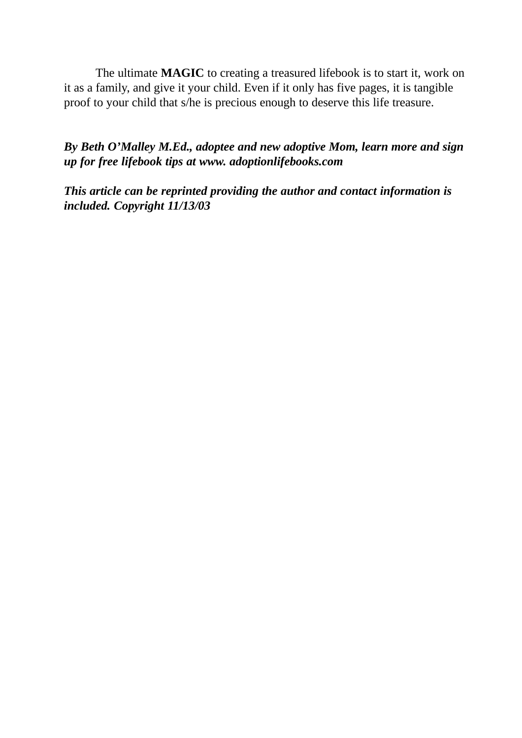The ultimate **MAGIC** to creating a treasured lifebook is to start it, work on it as a family, and give it your child. Even if it only has five pages, it is tangible proof to your child that s/he is precious enough to deserve this life treasure.

***By Beth O'Malley M.Ed., adoptee and new adoptive Mom, learn more and sign up for free lifebook tips at www. adoptionlifebooks.com***

***This article can be reprinted providing the author and contact information is included. Copyright 11/13/03***